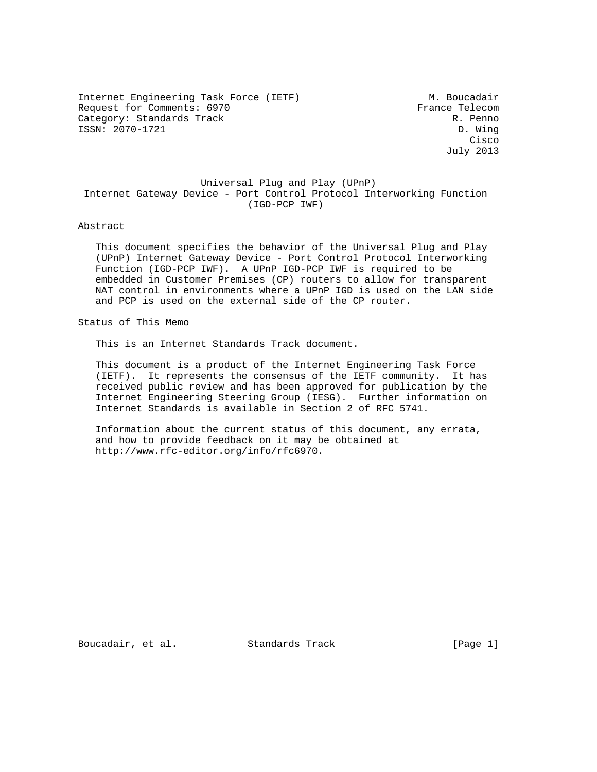Internet Engineering Task Force (IETF) M. Boucadair
Request for Comments: 6970 France Telecom
Category: Standards Track R. Penno
ISSN: 2070-1721 D. Wing
Cisco
July 2013

# Universal Plug and Play (UPnP) Internet Gateway Device - Port Control Protocol Interworking Function (IGD-PCP IWF)

## Abstract

This document specifies the behavior of the Universal Plug and Play (UPnP) Internet Gateway Device - Port Control Protocol Interworking Function (IGD-PCP IWF). A UPnP IGD-PCP IWF is required to be embedded in Customer Premises (CP) routers to allow for transparent NAT control in environments where a UPnP IGD is used on the LAN side and PCP is used on the external side of the CP router.

## Status of This Memo

This is an Internet Standards Track document.

This document is a product of the Internet Engineering Task Force (IETF). It represents the consensus of the IETF community. It has received public review and has been approved for publication by the Internet Engineering Steering Group (IESG). Further information on Internet Standards is available in Section 2 of RFC 5741.

Information about the current status of this document, any errata, and how to provide feedback on it may be obtained at http://www.rfc-editor.org/info/rfc6970.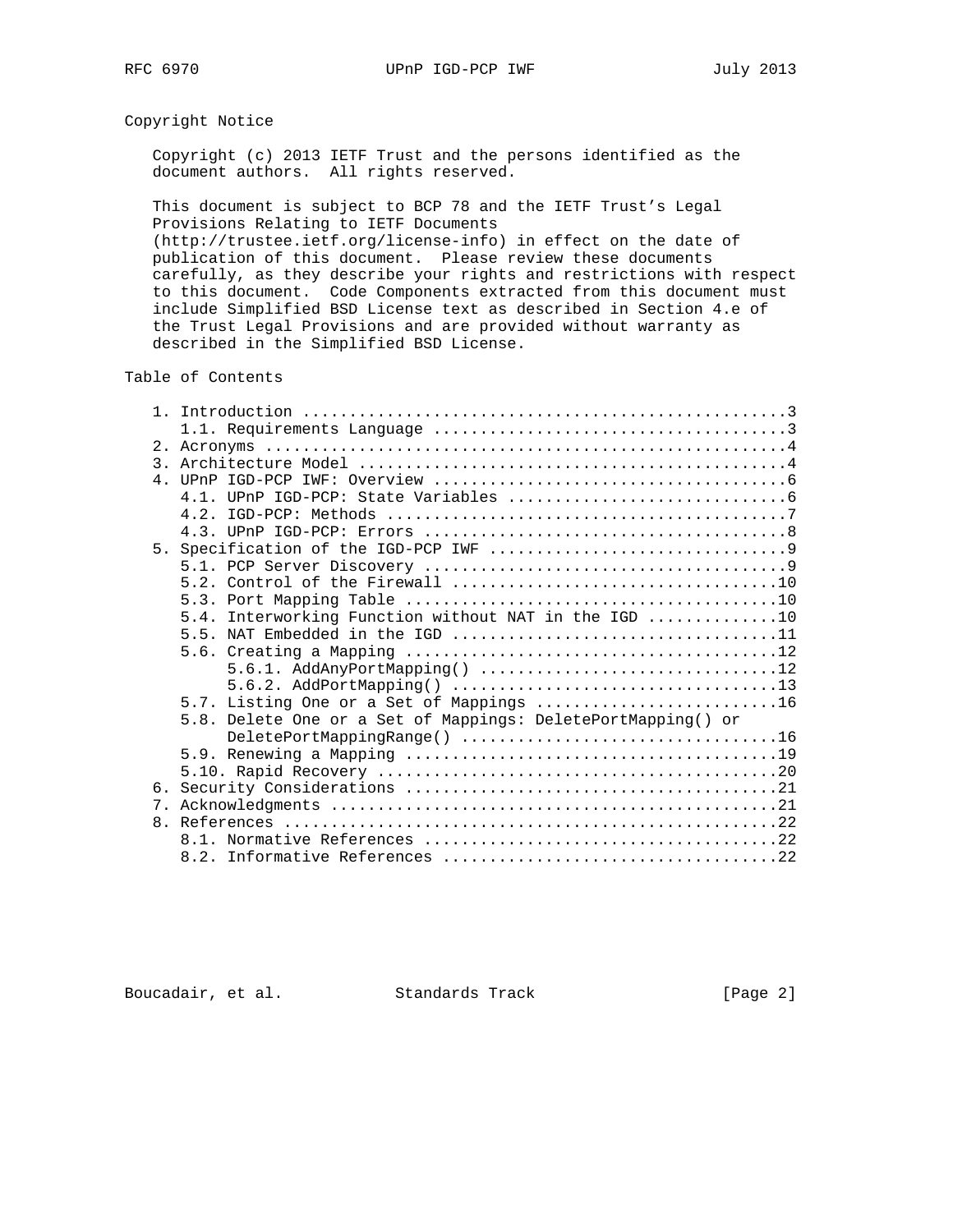## Copyright Notice

Copyright (c) 2013 IETF Trust and the persons identified as the document authors. All rights reserved.

This document is subject to BCP 78 and the IETF Trust's Legal Provisions Relating to IETF Documents (http://trustee.ietf.org/license-info) in effect on the date of publication of this document. Please review these documents carefully, as they describe your rights and restrictions with respect to this document. Code Components extracted from this document must include Simplified BSD License text as described in Section 4.e of the Trust Legal Provisions and are provided without warranty as described in the Simplified BSD License.

## Table of Contents

```
   1. Introduction ....................................................3
      1.1. Requirements Language ......................................3
   2. Acronyms ........................................................4
   3. Architecture Model ..............................................4
   4. UPnP IGD-PCP IWF: Overview ......................................6
      4.1. UPnP IGD-PCP: State Variables ..............................6
      4.2. IGD-PCP: Methods ...........................................7
      4.3. UPnP IGD-PCP: Errors .......................................8
   5. Specification of the IGD-PCP IWF ................................9
      5.1. PCP Server Discovery .......................................9
      5.2. Control of the Firewall ...................................10
      5.3. Port Mapping Table ........................................10
      5.4. Interworking Function without NAT in the IGD ..............10
      5.5. NAT Embedded in the IGD ...................................11
      5.6. Creating a Mapping ........................................12
           5.6.1. AddAnyPortMapping() ................................12
           5.6.2. AddPortMapping() ...................................13
      5.7. Listing One or a Set of Mappings ..........................16
      5.8. Delete One or a Set of Mappings: DeletePortMapping() or
           DeletePortMappingRange() ..................................16
      5.9. Renewing a Mapping ........................................19
      5.10. Rapid Recovery ...........................................20
   6. Security Considerations ........................................21
   7. Acknowledgments ................................................21
   8. References .....................................................22
      8.1. Normative References ......................................22
      8.2. Informative References ....................................22
```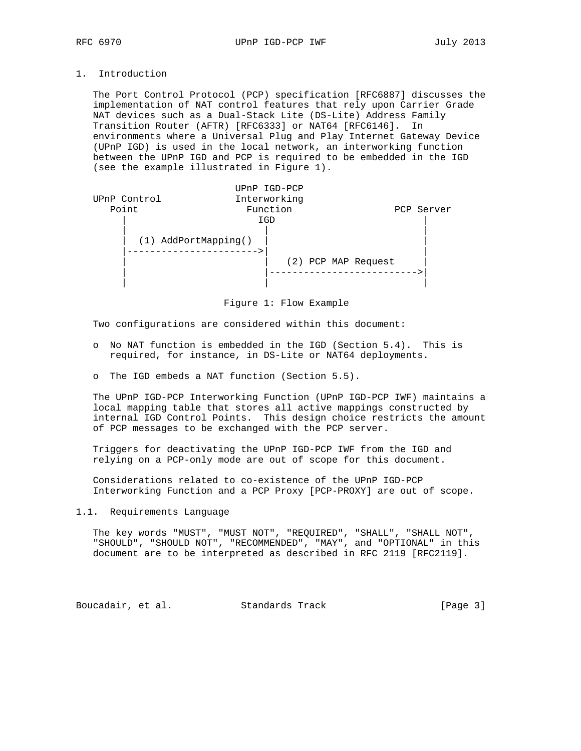## 1. Introduction

The Port Control Protocol (PCP) specification [RFC6887] discusses the implementation of NAT control features that rely upon Carrier Grade NAT devices such as a Dual-Stack Lite (DS-Lite) Address Family Transition Router (AFTR) [RFC6333] or NAT64 [RFC6146]. In environments where a Universal Plug and Play Internet Gateway Device (UPnP IGD) is used in the local network, an interworking function between the UPnP IGD and PCP is required to be embedded in the IGD (see the example illustrated in Figure 1).

```
                          UPnP IGD-PCP
   UPnP Control           Interworking
      Point                 Function                PCP Server
        |                     IGD                       |
        |                      |                        |
        |  (1) AddPortMapping()  |                      |
        |----------------------->|                      |
        |                      |   (2) PCP MAP Request  |
        |                      |----------------------->|
        |                      |                        |
```

Figure 1: Flow Example

Two configurations are considered within this document:

- No NAT function is embedded in the IGD (Section 5.4). This is required, for instance, in DS-Lite or NAT64 deployments.
- The IGD embeds a NAT function (Section 5.5).

The UPnP IGD-PCP Interworking Function (UPnP IGD-PCP IWF) maintains a local mapping table that stores all active mappings constructed by internal IGD Control Points. This design choice restricts the amount of PCP messages to be exchanged with the PCP server.

Triggers for deactivating the UPnP IGD-PCP IWF from the IGD and relying on a PCP-only mode are out of scope for this document.

Considerations related to co-existence of the UPnP IGD-PCP Interworking Function and a PCP Proxy [PCP-PROXY] are out of scope.

### 1.1. Requirements Language

The key words "MUST", "MUST NOT", "REQUIRED", "SHALL", "SHALL NOT", "SHOULD", "SHOULD NOT", "RECOMMENDED", "MAY", and "OPTIONAL" in this document are to be interpreted as described in RFC 2119 [RFC2119].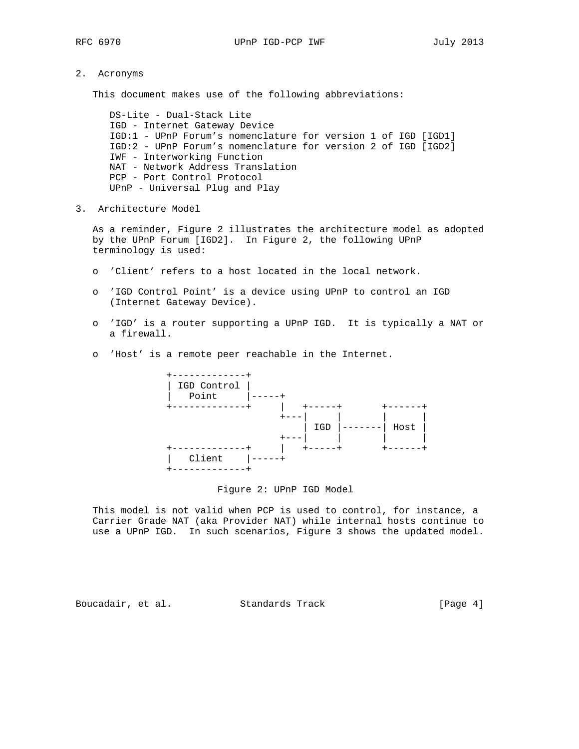## 2. Acronyms

This document makes use of the following abbreviations:

- DS-Lite - Dual-Stack Lite
- IGD - Internet Gateway Device
- IGD:1 - UPnP Forum's nomenclature for version 1 of IGD [IGD1]
- IGD:2 - UPnP Forum's nomenclature for version 2 of IGD [IGD2]
- IWF - Interworking Function
- NAT - Network Address Translation
- PCP - Port Control Protocol
- UPnP - Universal Plug and Play

## 3. Architecture Model

As a reminder, Figure 2 illustrates the architecture model as adopted by the UPnP Forum [IGD2]. In Figure 2, the following UPnP terminology is used:

- 'Client' refers to a host located in the local network.
- 'IGD Control Point' is a device using UPnP to control an IGD (Internet Gateway Device).
- 'IGD' is a router supporting a UPnP IGD. It is typically a NAT or a firewall.
- 'Host' is a remote peer reachable in the Internet.

```
+-------------+
| IGD Control |
|   Point     |-----+
+-------------+     |   +-----+       +------+
                    +---|     |       |      |
                        | IGD |-------| Host |
                    +---|     |       |      |
+-------------+     |   +-----+       +------+
|   Client    |-----+
+-------------+
```

Figure 2: UPnP IGD Model

This model is not valid when PCP is used to control, for instance, a Carrier Grade NAT (aka Provider NAT) while internal hosts continue to use a UPnP IGD. In such scenarios, Figure 3 shows the updated model.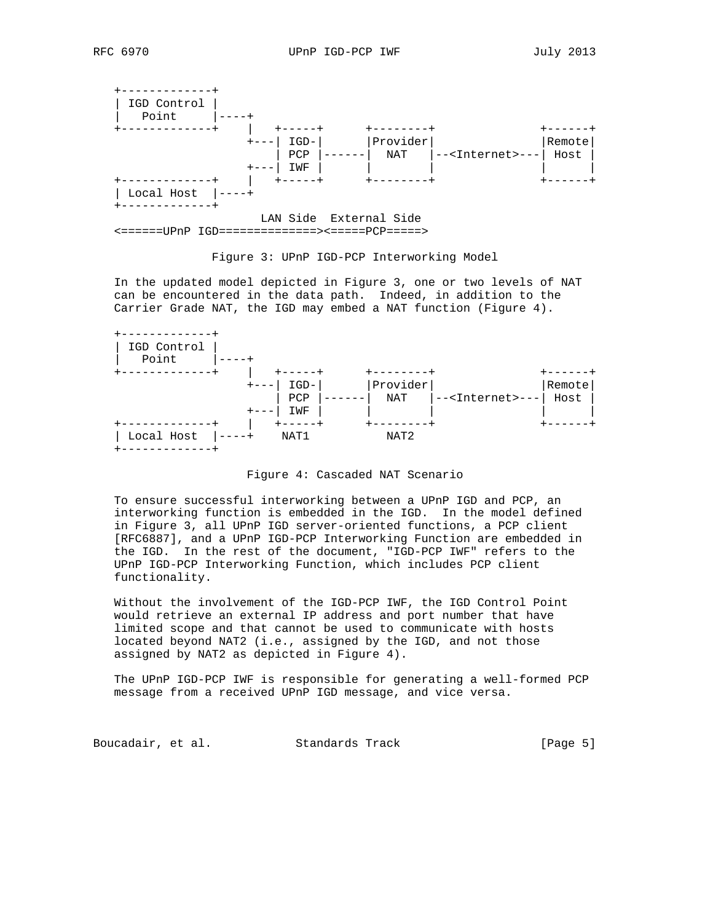```
   +-------------+
   | IGD Control |
   |   Point     |----+
   +-------------+    |   +-----+      +--------+               +------+
                      +---| IGD-|      |Provider|               |Remote|
                          | PCP |------|  NAT   |--<Internet>---| Host |
                      +---| IWF |      |        |               |      |
   +-------------+    |   +-----+      +--------+               +------+
   | Local Host  |----+
   +-------------+
                        LAN Side  External Side
   <======UPnP IGD==============><=====PCP=====>
```

Figure 3: UPnP IGD-PCP Interworking Model

In the updated model depicted in Figure 3, one or two levels of NAT can be encountered in the data path. Indeed, in addition to the Carrier Grade NAT, the IGD may embed a NAT function (Figure 4).

```
   +-------------+
   | IGD Control |
   |   Point     |----+
   +-------------+    |   +-----+      +--------+               +------+
                      +---| IGD-|      |Provider|               |Remote|
                          | PCP |------|  NAT   |--<Internet>---| Host |
                      +---| IWF |      |        |               |      |
   +-------------+    |   +-----+      +--------+               +------+
   | Local Host  |----+    NAT1           NAT2
   +-------------+
```

Figure 4: Cascaded NAT Scenario

To ensure successful interworking between a UPnP IGD and PCP, an interworking function is embedded in the IGD. In the model defined in Figure 3, all UPnP IGD server-oriented functions, a PCP client [RFC6887], and a UPnP IGD-PCP Interworking Function are embedded in the IGD. In the rest of the document, "IGD-PCP IWF" refers to the UPnP IGD-PCP Interworking Function, which includes PCP client functionality.

Without the involvement of the IGD-PCP IWF, the IGD Control Point would retrieve an external IP address and port number that have limited scope and that cannot be used to communicate with hosts located beyond NAT2 (i.e., assigned by the IGD, and not those assigned by NAT2 as depicted in Figure 4).

The UPnP IGD-PCP IWF is responsible for generating a well-formed PCP message from a received UPnP IGD message, and vice versa.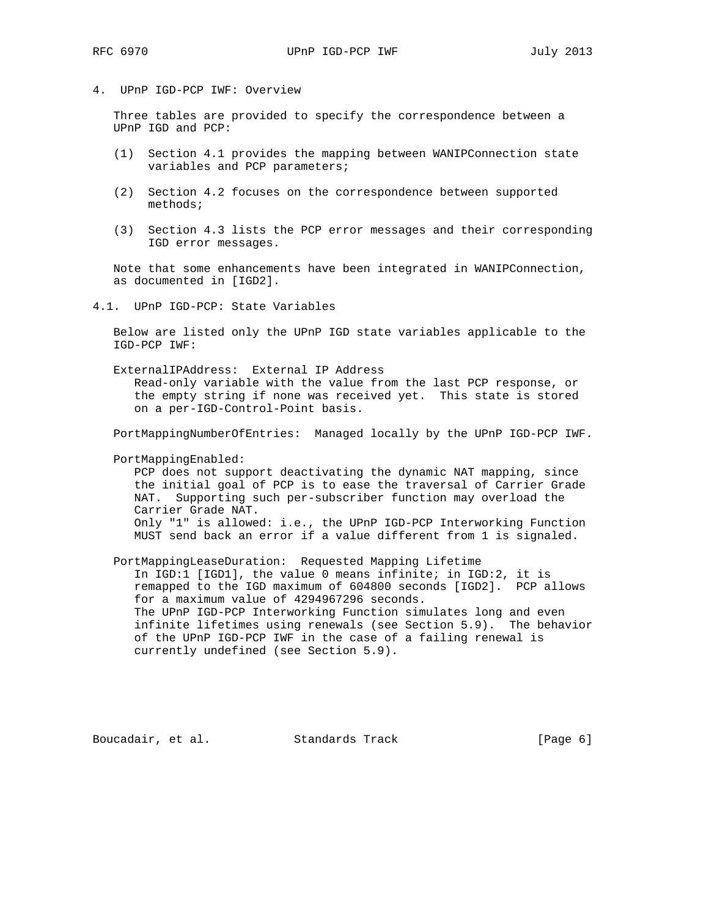## 4. UPnP IGD-PCP IWF: Overview

Three tables are provided to specify the correspondence between a UPnP IGD and PCP:

(1) Section 4.1 provides the mapping between WANIPConnection state variables and PCP parameters;

(2) Section 4.2 focuses on the correspondence between supported methods;

(3) Section 4.3 lists the PCP error messages and their corresponding IGD error messages.

Note that some enhancements have been integrated in WANIPConnection, as documented in [IGD2].

### 4.1. UPnP IGD-PCP: State Variables

Below are listed only the UPnP IGD state variables applicable to the IGD-PCP IWF:

ExternalIPAddress: External IP Address
Read-only variable with the value from the last PCP response, or the empty string if none was received yet. This state is stored on a per-IGD-Control-Point basis.

PortMappingNumberOfEntries: Managed locally by the UPnP IGD-PCP IWF.

PortMappingEnabled:
PCP does not support deactivating the dynamic NAT mapping, since the initial goal of PCP is to ease the traversal of Carrier Grade NAT. Supporting such per-subscriber function may overload the Carrier Grade NAT.
Only "1" is allowed: i.e., the UPnP IGD-PCP Interworking Function MUST send back an error if a value different from 1 is signaled.

PortMappingLeaseDuration: Requested Mapping Lifetime
In IGD:1 [IGD1], the value 0 means infinite; in IGD:2, it is remapped to the IGD maximum of 604800 seconds [IGD2]. PCP allows for a maximum value of 4294967296 seconds.
The UPnP IGD-PCP Interworking Function simulates long and even infinite lifetimes using renewals (see Section 5.9). The behavior of the UPnP IGD-PCP IWF in the case of a failing renewal is currently undefined (see Section 5.9).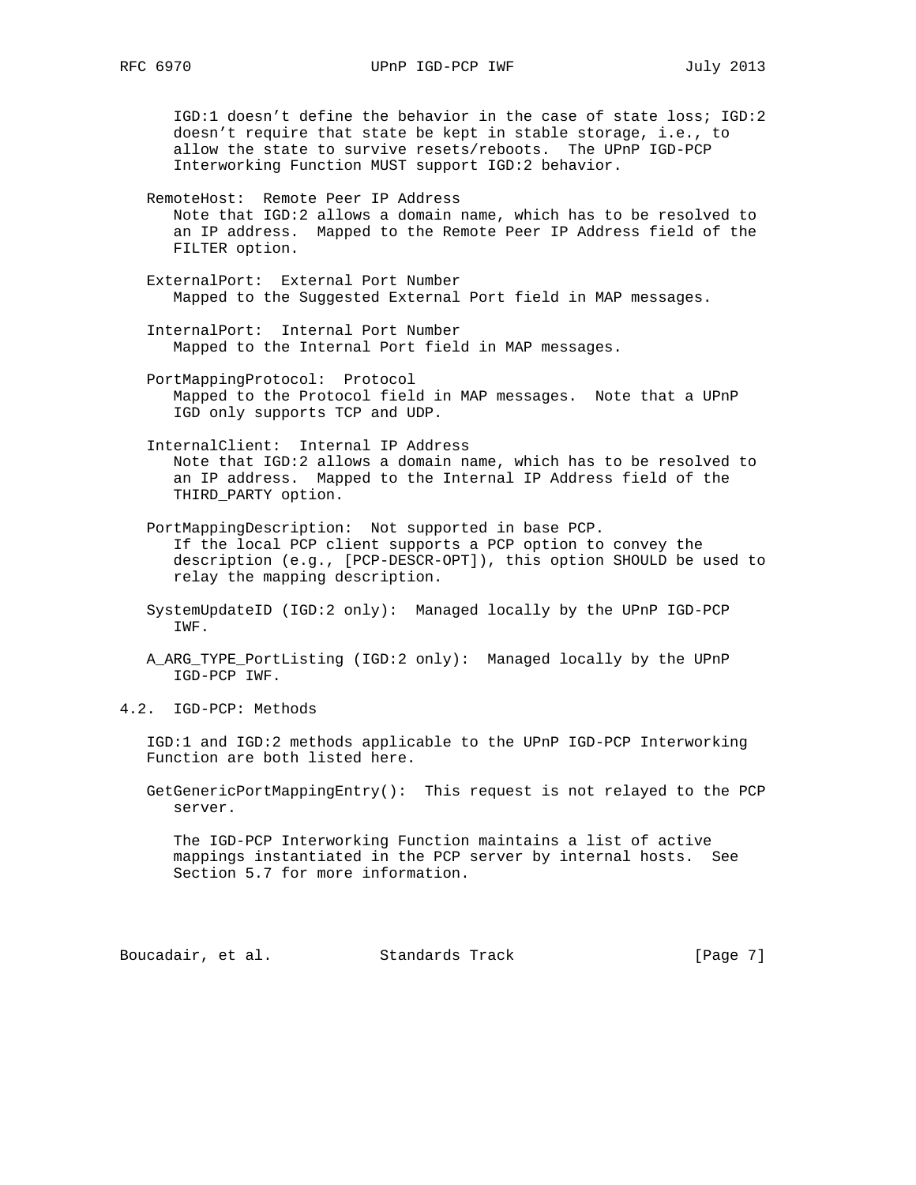IGD:1 doesn't define the behavior in the case of state loss; IGD:2 doesn't require that state be kept in stable storage, i.e., to allow the state to survive resets/reboots. The UPnP IGD-PCP Interworking Function MUST support IGD:2 behavior.

RemoteHost: Remote Peer IP Address
Note that IGD:2 allows a domain name, which has to be resolved to an IP address. Mapped to the Remote Peer IP Address field of the FILTER option.

ExternalPort: External Port Number
Mapped to the Suggested External Port field in MAP messages.

InternalPort: Internal Port Number
Mapped to the Internal Port field in MAP messages.

PortMappingProtocol: Protocol
Mapped to the Protocol field in MAP messages. Note that a UPnP IGD only supports TCP and UDP.

InternalClient: Internal IP Address
Note that IGD:2 allows a domain name, which has to be resolved to an IP address. Mapped to the Internal IP Address field of the THIRD_PARTY option.

PortMappingDescription: Not supported in base PCP.
If the local PCP client supports a PCP option to convey the description (e.g., [PCP-DESCR-OPT]), this option SHOULD be used to relay the mapping description.

SystemUpdateID (IGD:2 only): Managed locally by the UPnP IGD-PCP IWF.

A_ARG_TYPE_PortListing (IGD:2 only): Managed locally by the UPnP IGD-PCP IWF.

## 4.2. IGD-PCP: Methods

IGD:1 and IGD:2 methods applicable to the UPnP IGD-PCP Interworking Function are both listed here.

GetGenericPortMappingEntry(): This request is not relayed to the PCP server.

The IGD-PCP Interworking Function maintains a list of active mappings instantiated in the PCP server by internal hosts. See Section 5.7 for more information.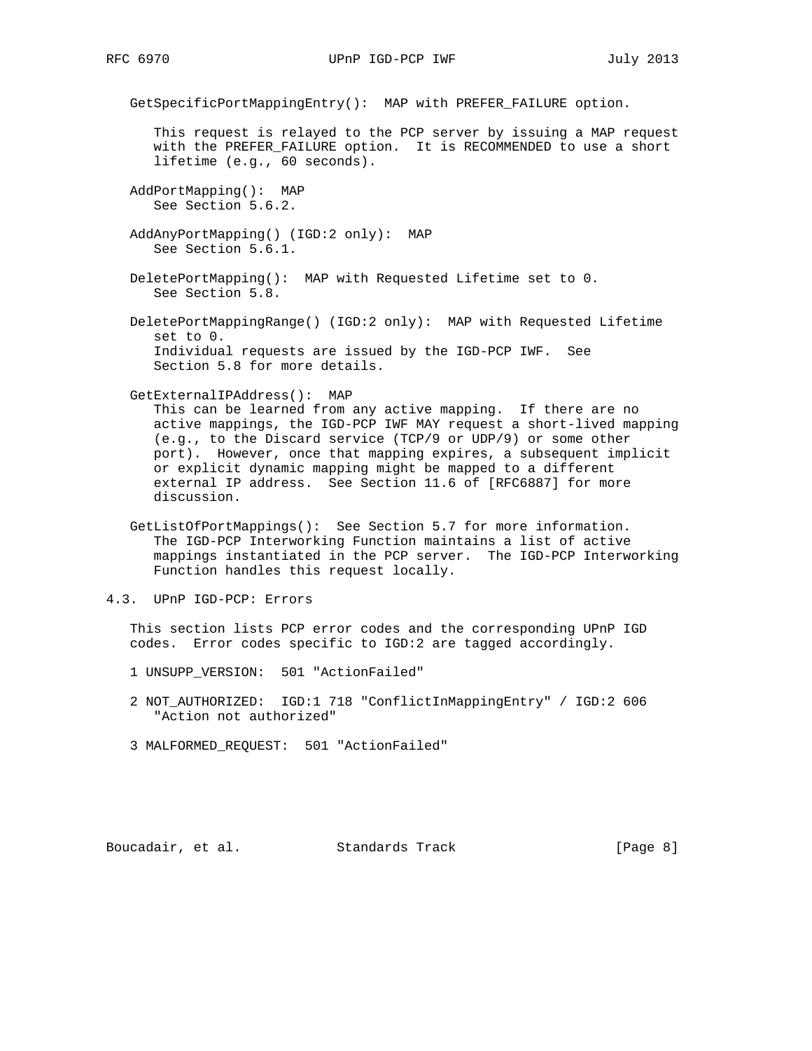GetSpecificPortMappingEntry(): MAP with PREFER_FAILURE option.

This request is relayed to the PCP server by issuing a MAP request with the PREFER_FAILURE option. It is RECOMMENDED to use a short lifetime (e.g., 60 seconds).

AddPortMapping(): MAP
See Section 5.6.2.

AddAnyPortMapping() (IGD:2 only): MAP
See Section 5.6.1.

DeletePortMapping(): MAP with Requested Lifetime set to 0.
See Section 5.8.

DeletePortMappingRange() (IGD:2 only): MAP with Requested Lifetime set to 0.
Individual requests are issued by the IGD-PCP IWF. See Section 5.8 for more details.

GetExternalIPAddress(): MAP
This can be learned from any active mapping. If there are no active mappings, the IGD-PCP IWF MAY request a short-lived mapping (e.g., to the Discard service (TCP/9 or UDP/9) or some other port). However, once that mapping expires, a subsequent implicit or explicit dynamic mapping might be mapped to a different external IP address. See Section 11.6 of [RFC6887] for more discussion.

GetListOfPortMappings(): See Section 5.7 for more information.
The IGD-PCP Interworking Function maintains a list of active mappings instantiated in the PCP server. The IGD-PCP Interworking Function handles this request locally.

## 4.3. UPnP IGD-PCP: Errors

This section lists PCP error codes and the corresponding UPnP IGD codes. Error codes specific to IGD:2 are tagged accordingly.

1 UNSUPP_VERSION: 501 "ActionFailed"

2 NOT_AUTHORIZED: IGD:1 718 "ConflictInMappingEntry" / IGD:2 606 "Action not authorized"

3 MALFORMED_REQUEST: 501 "ActionFailed"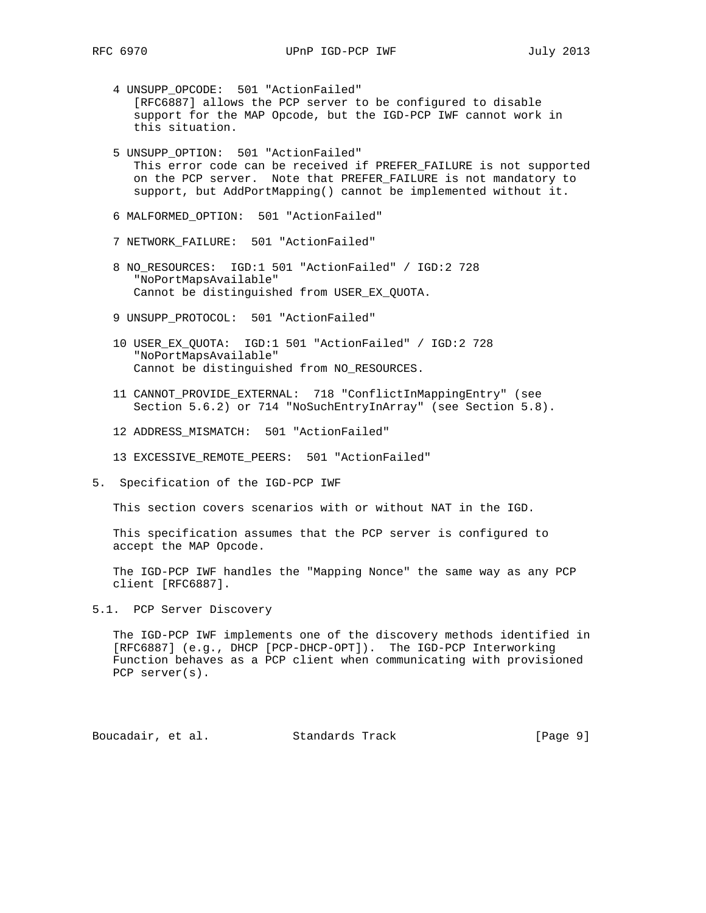4 UNSUPP_OPCODE:  501 "ActionFailed"
   [RFC6887] allows the PCP server to be configured to disable support for the MAP Opcode, but the IGD-PCP IWF cannot work in this situation.

5 UNSUPP_OPTION:  501 "ActionFailed"
   This error code can be received if PREFER_FAILURE is not supported on the PCP server.  Note that PREFER_FAILURE is not mandatory to support, but AddPortMapping() cannot be implemented without it.

6 MALFORMED_OPTION:  501 "ActionFailed"

7 NETWORK_FAILURE:  501 "ActionFailed"

8 NO_RESOURCES:  IGD:1 501 "ActionFailed" / IGD:2 728 "NoPortMapsAvailable"
   Cannot be distinguished from USER_EX_QUOTA.

9 UNSUPP_PROTOCOL:  501 "ActionFailed"

10 USER_EX_QUOTA:  IGD:1 501 "ActionFailed" / IGD:2 728 "NoPortMapsAvailable"
   Cannot be distinguished from NO_RESOURCES.

11 CANNOT_PROVIDE_EXTERNAL:  718 "ConflictInMappingEntry" (see Section 5.6.2) or 714 "NoSuchEntryInArray" (see Section 5.8).

12 ADDRESS_MISMATCH:  501 "ActionFailed"

13 EXCESSIVE_REMOTE_PEERS:  501 "ActionFailed"

## 5. Specification of the IGD-PCP IWF

This section covers scenarios with or without NAT in the IGD.

This specification assumes that the PCP server is configured to accept the MAP Opcode.

The IGD-PCP IWF handles the "Mapping Nonce" the same way as any PCP client [RFC6887].

### 5.1. PCP Server Discovery

The IGD-PCP IWF implements one of the discovery methods identified in [RFC6887] (e.g., DHCP [PCP-DHCP-OPT]).  The IGD-PCP Interworking Function behaves as a PCP client when communicating with provisioned PCP server(s).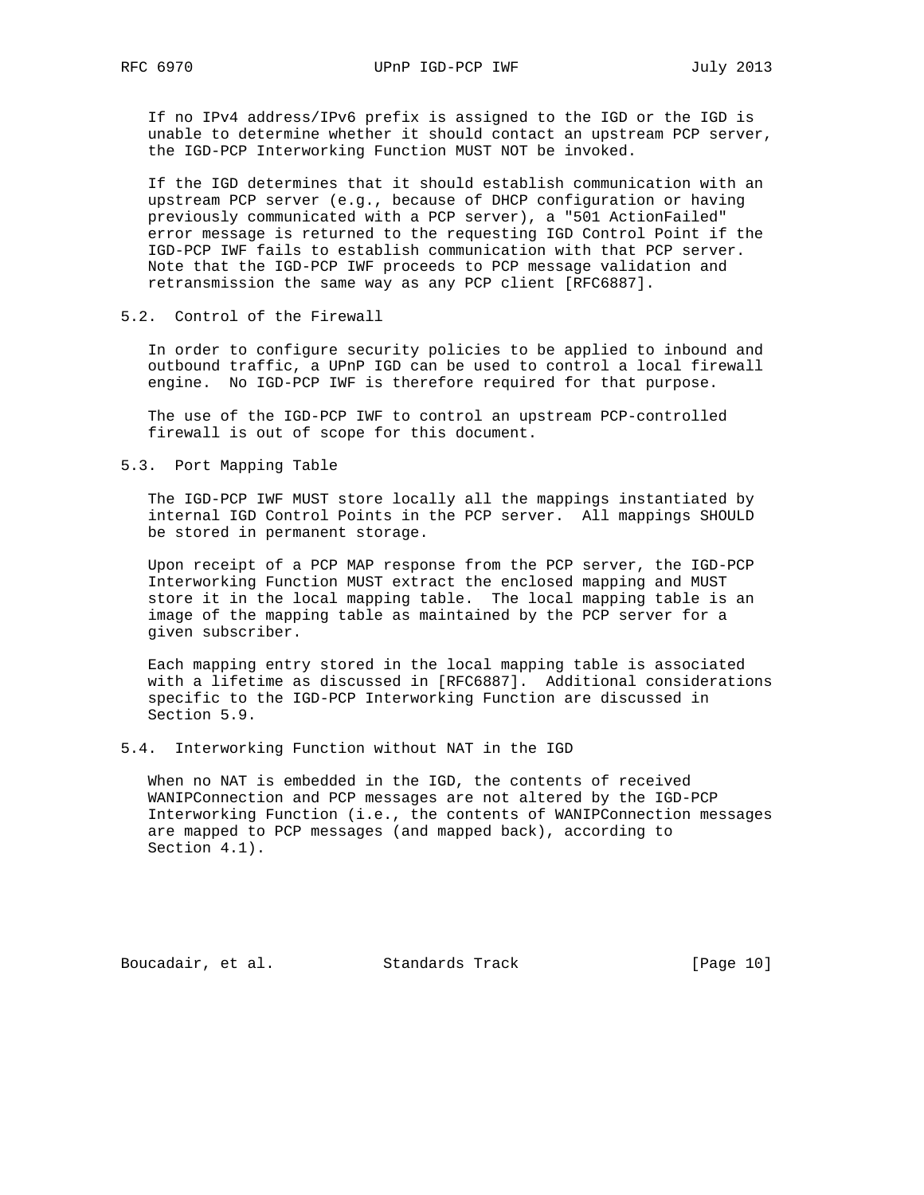If no IPv4 address/IPv6 prefix is assigned to the IGD or the IGD is unable to determine whether it should contact an upstream PCP server, the IGD-PCP Interworking Function MUST NOT be invoked.

If the IGD determines that it should establish communication with an upstream PCP server (e.g., because of DHCP configuration or having previously communicated with a PCP server), a "501 ActionFailed" error message is returned to the requesting IGD Control Point if the IGD-PCP IWF fails to establish communication with that PCP server. Note that the IGD-PCP IWF proceeds to PCP message validation and retransmission the same way as any PCP client [RFC6887].

## 5.2. Control of the Firewall

In order to configure security policies to be applied to inbound and outbound traffic, a UPnP IGD can be used to control a local firewall engine. No IGD-PCP IWF is therefore required for that purpose.

The use of the IGD-PCP IWF to control an upstream PCP-controlled firewall is out of scope for this document.

## 5.3. Port Mapping Table

The IGD-PCP IWF MUST store locally all the mappings instantiated by internal IGD Control Points in the PCP server. All mappings SHOULD be stored in permanent storage.

Upon receipt of a PCP MAP response from the PCP server, the IGD-PCP Interworking Function MUST extract the enclosed mapping and MUST store it in the local mapping table. The local mapping table is an image of the mapping table as maintained by the PCP server for a given subscriber.

Each mapping entry stored in the local mapping table is associated with a lifetime as discussed in [RFC6887]. Additional considerations specific to the IGD-PCP Interworking Function are discussed in Section 5.9.

## 5.4. Interworking Function without NAT in the IGD

When no NAT is embedded in the IGD, the contents of received WANIPConnection and PCP messages are not altered by the IGD-PCP Interworking Function (i.e., the contents of WANIPConnection messages are mapped to PCP messages (and mapped back), according to Section 4.1).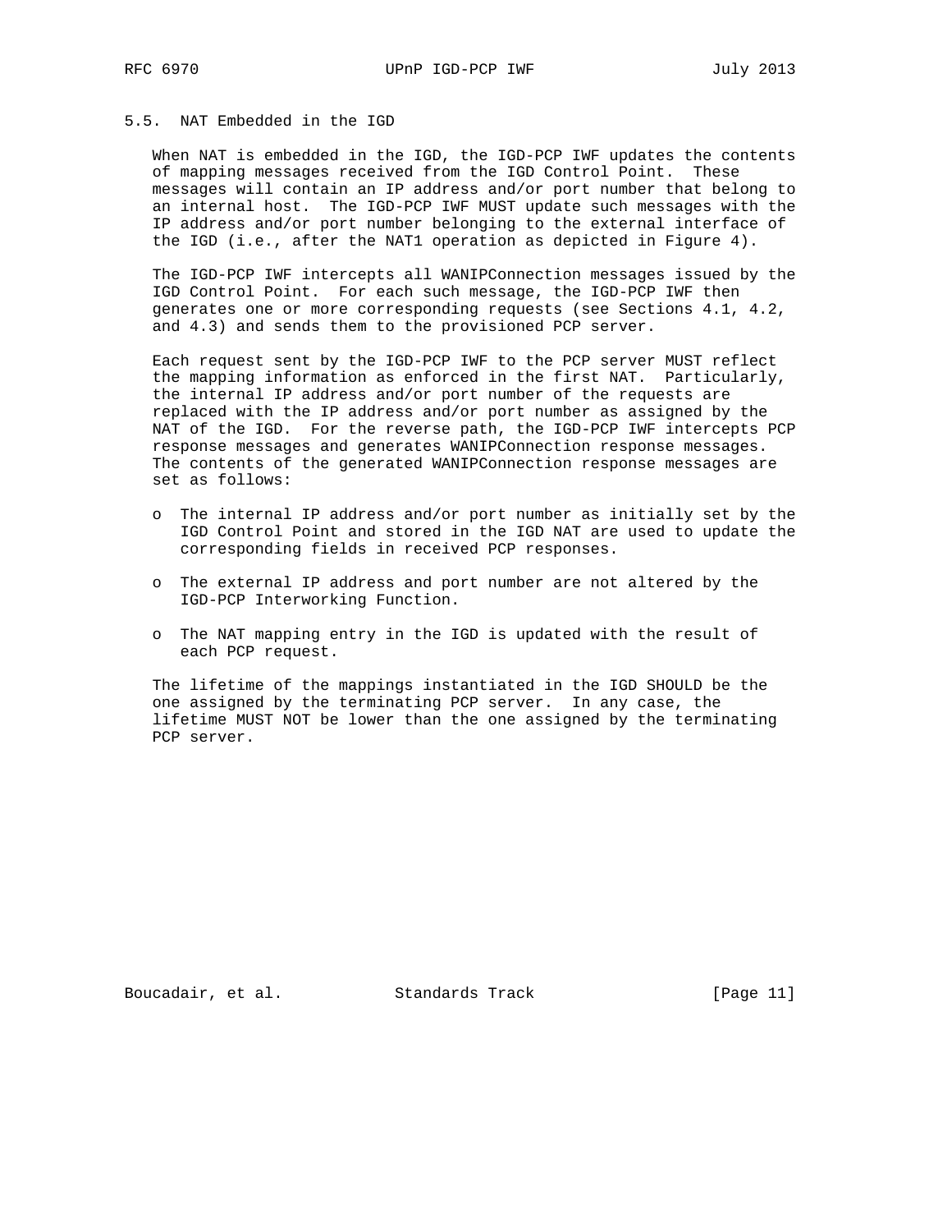## 5.5. NAT Embedded in the IGD

When NAT is embedded in the IGD, the IGD-PCP IWF updates the contents of mapping messages received from the IGD Control Point. These messages will contain an IP address and/or port number that belong to an internal host. The IGD-PCP IWF MUST update such messages with the IP address and/or port number belonging to the external interface of the IGD (i.e., after the NAT1 operation as depicted in Figure 4).

The IGD-PCP IWF intercepts all WANIPConnection messages issued by the IGD Control Point. For each such message, the IGD-PCP IWF then generates one or more corresponding requests (see Sections 4.1, 4.2, and 4.3) and sends them to the provisioned PCP server.

Each request sent by the IGD-PCP IWF to the PCP server MUST reflect the mapping information as enforced in the first NAT. Particularly, the internal IP address and/or port number of the requests are replaced with the IP address and/or port number as assigned by the NAT of the IGD. For the reverse path, the IGD-PCP IWF intercepts PCP response messages and generates WANIPConnection response messages. The contents of the generated WANIPConnection response messages are set as follows:

- The internal IP address and/or port number as initially set by the IGD Control Point and stored in the IGD NAT are used to update the corresponding fields in received PCP responses.
- The external IP address and port number are not altered by the IGD-PCP Interworking Function.
- The NAT mapping entry in the IGD is updated with the result of each PCP request.

The lifetime of the mappings instantiated in the IGD SHOULD be the one assigned by the terminating PCP server. In any case, the lifetime MUST NOT be lower than the one assigned by the terminating PCP server.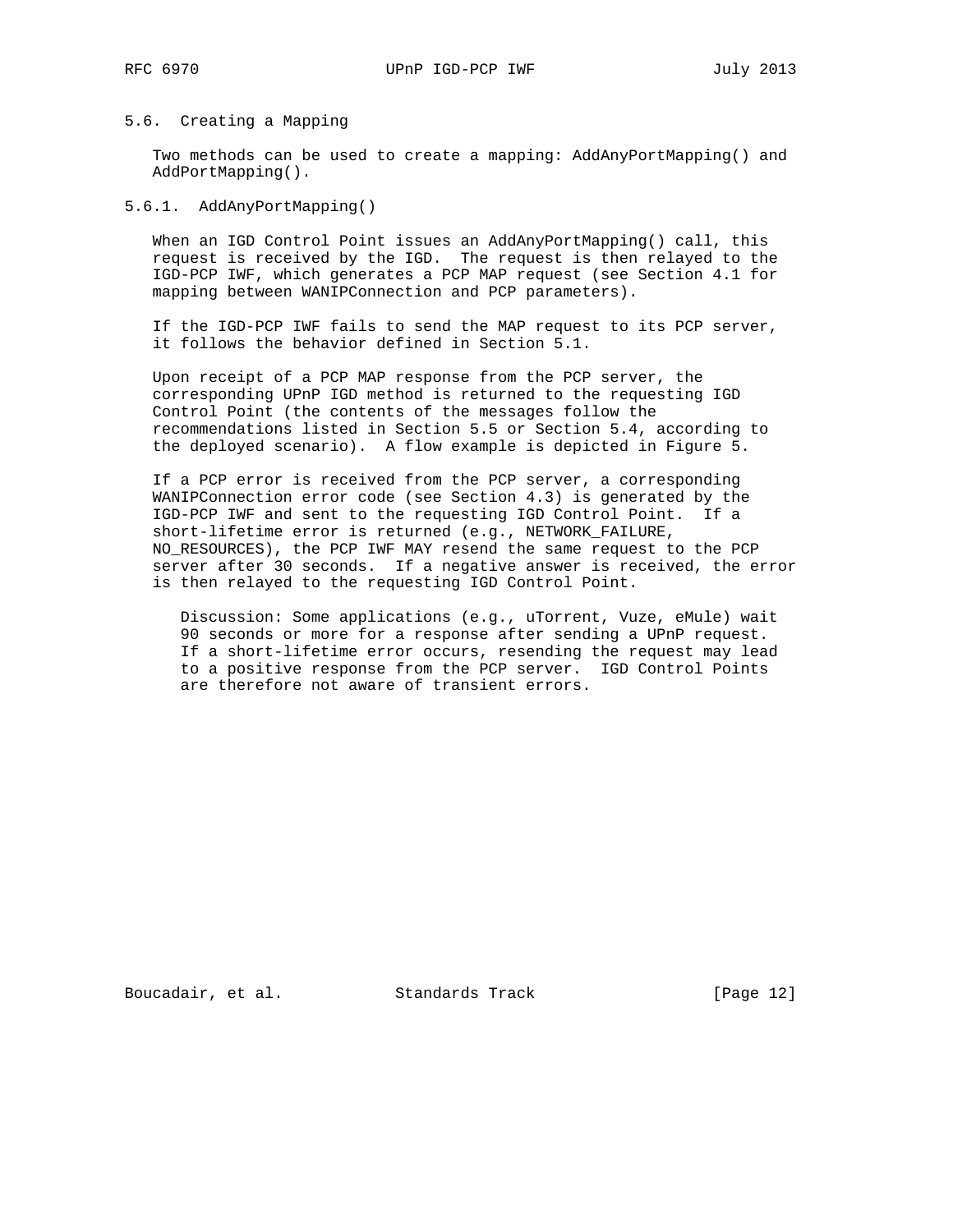### 5.6. Creating a Mapping

Two methods can be used to create a mapping: AddAnyPortMapping() and AddPortMapping().

#### 5.6.1. AddAnyPortMapping()

When an IGD Control Point issues an AddAnyPortMapping() call, this request is received by the IGD. The request is then relayed to the IGD-PCP IWF, which generates a PCP MAP request (see Section 4.1 for mapping between WANIPConnection and PCP parameters).

If the IGD-PCP IWF fails to send the MAP request to its PCP server, it follows the behavior defined in Section 5.1.

Upon receipt of a PCP MAP response from the PCP server, the corresponding UPnP IGD method is returned to the requesting IGD Control Point (the contents of the messages follow the recommendations listed in Section 5.5 or Section 5.4, according to the deployed scenario). A flow example is depicted in Figure 5.

If a PCP error is received from the PCP server, a corresponding WANIPConnection error code (see Section 4.3) is generated by the IGD-PCP IWF and sent to the requesting IGD Control Point. If a short-lifetime error is returned (e.g., NETWORK_FAILURE, NO_RESOURCES), the PCP IWF MAY resend the same request to the PCP server after 30 seconds. If a negative answer is received, the error is then relayed to the requesting IGD Control Point.

> Discussion: Some applications (e.g., uTorrent, Vuze, eMule) wait 90 seconds or more for a response after sending a UPnP request. If a short-lifetime error occurs, resending the request may lead to a positive response from the PCP server. IGD Control Points are therefore not aware of transient errors.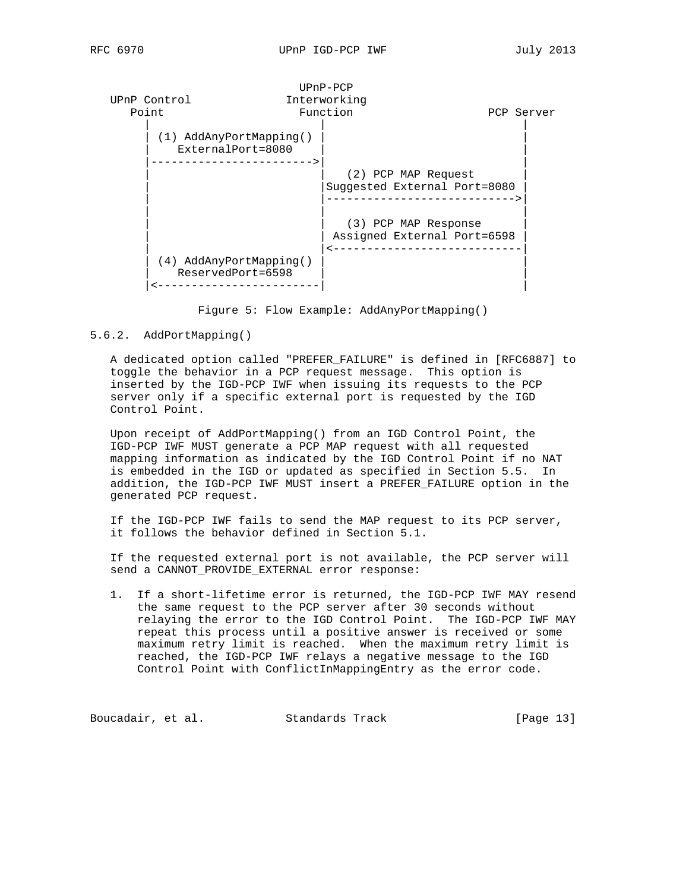```
                             UPnP-PCP
   UPnP Control             Interworking
      Point                  Function                   PCP Server
        |                        |                            |
        | (1) AddAnyPortMapping() |                            |
        |     ExternalPort=8080   |                            |
        |------------------------>|                            |
        |                        |   (2) PCP MAP Request      |
        |                        |Suggested External Port=8080 |
        |                        |---------------------------->|
        |                        |                            |
        |                        |   (3) PCP MAP Response     |
        |                        | Assigned External Port=6598 |
        |                        |<----------------------------|
        | (4) AddAnyPortMapping() |                            |
        |     ReservedPort=6598   |                            |
        |<------------------------|                            |
```

Figure 5: Flow Example: AddAnyPortMapping()

### 5.6.2. AddPortMapping()

A dedicated option called "PREFER_FAILURE" is defined in [RFC6887] to toggle the behavior in a PCP request message. This option is inserted by the IGD-PCP IWF when issuing its requests to the PCP server only if a specific external port is requested by the IGD Control Point.

Upon receipt of AddPortMapping() from an IGD Control Point, the IGD-PCP IWF MUST generate a PCP MAP request with all requested mapping information as indicated by the IGD Control Point if no NAT is embedded in the IGD or updated as specified in Section 5.5. In addition, the IGD-PCP IWF MUST insert a PREFER_FAILURE option in the generated PCP request.

If the IGD-PCP IWF fails to send the MAP request to its PCP server, it follows the behavior defined in Section 5.1.

If the requested external port is not available, the PCP server will send a CANNOT_PROVIDE_EXTERNAL error response:

1. If a short-lifetime error is returned, the IGD-PCP IWF MAY resend the same request to the PCP server after 30 seconds without relaying the error to the IGD Control Point. The IGD-PCP IWF MAY repeat this process until a positive answer is received or some maximum retry limit is reached. When the maximum retry limit is reached, the IGD-PCP IWF relays a negative message to the IGD Control Point with ConflictInMappingEntry as the error code.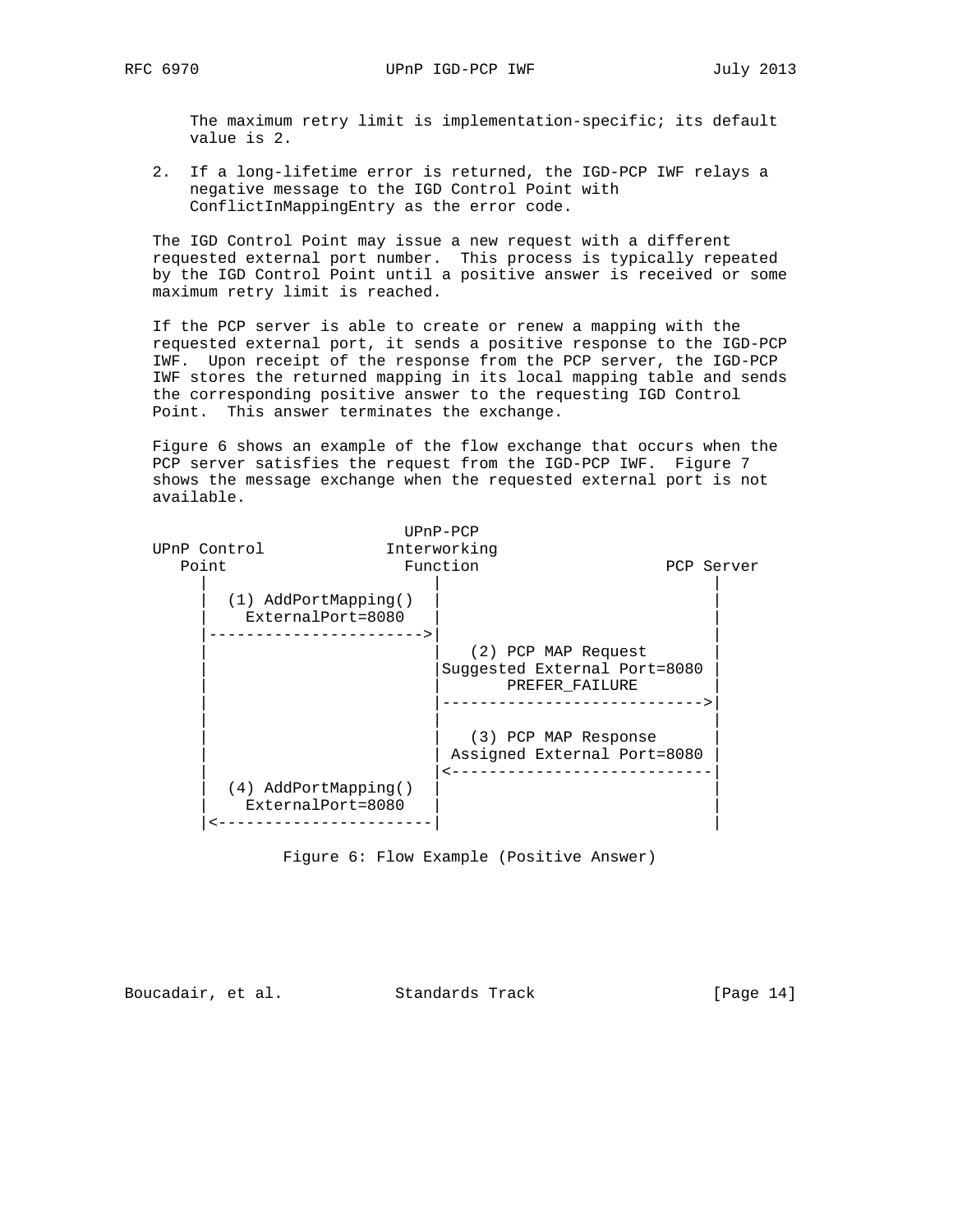The maximum retry limit is implementation-specific; its default value is 2.

2. If a long-lifetime error is returned, the IGD-PCP IWF relays a negative message to the IGD Control Point with ConflictInMappingEntry as the error code.

The IGD Control Point may issue a new request with a different requested external port number. This process is typically repeated by the IGD Control Point until a positive answer is received or some maximum retry limit is reached.

If the PCP server is able to create or renew a mapping with the requested external port, it sends a positive response to the IGD-PCP IWF. Upon receipt of the response from the PCP server, the IGD-PCP IWF stores the returned mapping in its local mapping table and sends the corresponding positive answer to the requesting IGD Control Point. This answer terminates the exchange.

Figure 6 shows an example of the flow exchange that occurs when the PCP server satisfies the request from the IGD-PCP IWF. Figure 7 shows the message exchange when the requested external port is not available.

```
                          UPnP-PCP
UPnP Control             Interworking
   Point                   Function                 PCP Server
     |                        |                          |
     |   (1) AddPortMapping() |                          |
     |     ExternalPort=8080  |                          |
     |----------------------->|                          |
     |                        |   (2) PCP MAP Request    |
     |                        |Suggested External Port=8080 |
     |                        |       PREFER_FAILURE     |
     |                        |---------------------------->|
     |                        |                          |
     |                        |   (3) PCP MAP Response   |
     |                        | Assigned External Port=8080 |
     |                        |<----------------------------|
     |  (4) AddPortMapping()  |                          |
     |     ExternalPort=8080  |                          |
     |<-----------------------|                          |
```

Figure 6: Flow Example (Positive Answer)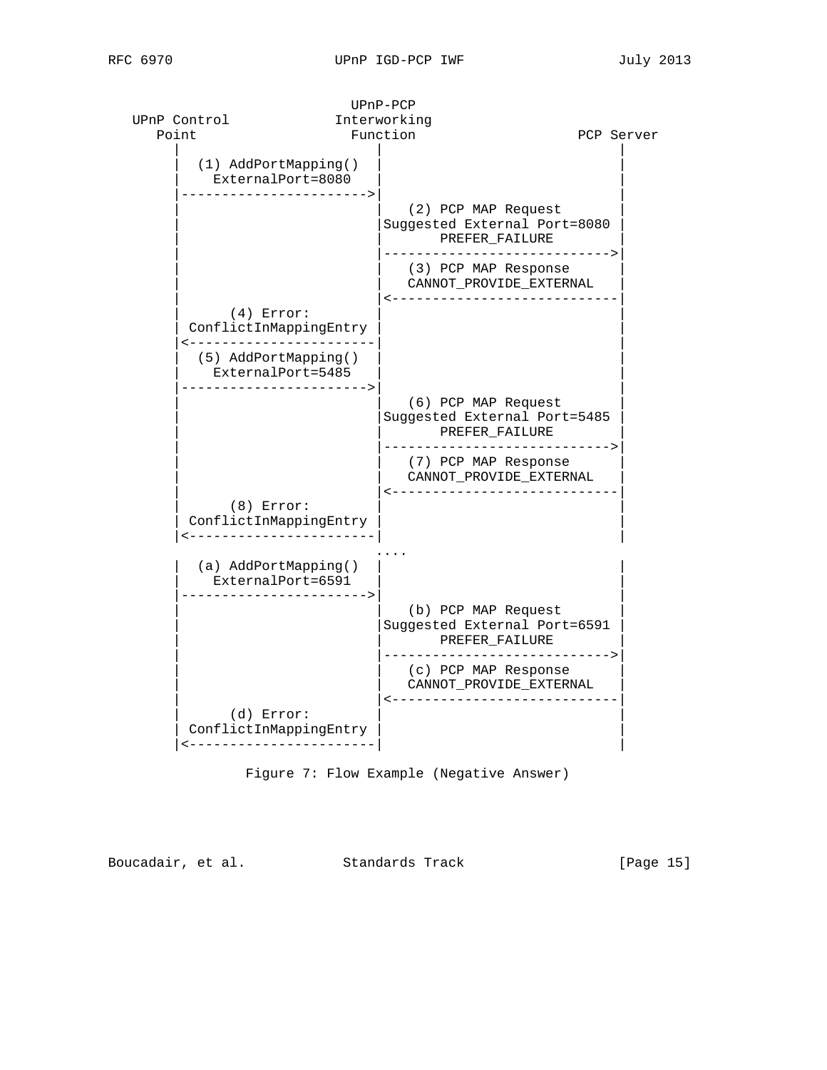```
                              UPnP-PCP
   UPnP Control             Interworking
      Point                   Function                  PCP Server
        |                        |                            |
        |  (1) AddPortMapping()  |                            |
        |    ExternalPort=8080   |                            |
        |----------------------->|                            |
        |                        |   (2) PCP MAP Request      |
        |                        |Suggested External Port=8080 |
        |                        |       PREFER_FAILURE       |
        |                        |--------------------------->|
        |                        |   (3) PCP MAP Response     |
        |                        |   CANNOT_PROVIDE_EXTERNAL  |
        |                        |<---------------------------|
        |       (4) Error:       |                            |
        | ConflictInMappingEntry |                            |
        |<-----------------------|                            |
        |  (5) AddPortMapping()  |                            |
        |    ExternalPort=5485   |                            |
        |----------------------->|                            |
        |                        |   (6) PCP MAP Request      |
        |                        |Suggested External Port=5485 |
        |                        |       PREFER_FAILURE       |
        |                        |--------------------------->|
        |                        |   (7) PCP MAP Response     |
        |                        |   CANNOT_PROVIDE_EXTERNAL  |
        |                        |<---------------------------|
        |       (8) Error:       |                            |
        | ConflictInMappingEntry |                            |
        |<-----------------------|                            |
                                ....
        |  (a) AddPortMapping()  |                            |
        |    ExternalPort=6591   |                            |
        |----------------------->|                            |
        |                        |   (b) PCP MAP Request      |
        |                        |Suggested External Port=6591 |
        |                        |       PREFER_FAILURE       |
        |                        |--------------------------->|
        |                        |   (c) PCP MAP Response     |
        |                        |   CANNOT_PROVIDE_EXTERNAL  |
        |                        |<---------------------------|
        |       (d) Error:       |                            |
        | ConflictInMappingEntry |                            |
        |<-----------------------|                            |
```

Figure 7: Flow Example (Negative Answer)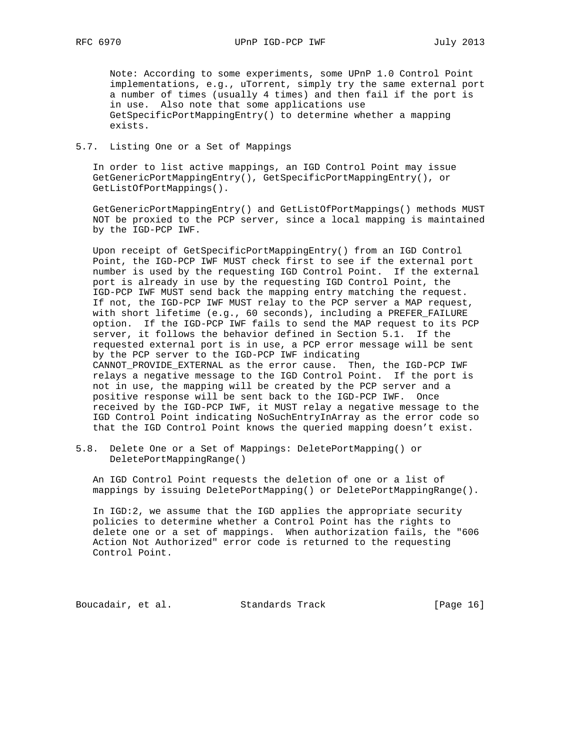Note: According to some experiments, some UPnP 1.0 Control Point implementations, e.g., uTorrent, simply try the same external port a number of times (usually 4 times) and then fail if the port is in use. Also note that some applications use GetSpecificPortMappingEntry() to determine whether a mapping exists.

### 5.7. Listing One or a Set of Mappings

In order to list active mappings, an IGD Control Point may issue GetGenericPortMappingEntry(), GetSpecificPortMappingEntry(), or GetListOfPortMappings().

GetGenericPortMappingEntry() and GetListOfPortMappings() methods MUST NOT be proxied to the PCP server, since a local mapping is maintained by the IGD-PCP IWF.

Upon receipt of GetSpecificPortMappingEntry() from an IGD Control Point, the IGD-PCP IWF MUST check first to see if the external port number is used by the requesting IGD Control Point. If the external port is already in use by the requesting IGD Control Point, the IGD-PCP IWF MUST send back the mapping entry matching the request. If not, the IGD-PCP IWF MUST relay to the PCP server a MAP request, with short lifetime (e.g., 60 seconds), including a PREFER_FAILURE option. If the IGD-PCP IWF fails to send the MAP request to its PCP server, it follows the behavior defined in Section 5.1. If the requested external port is in use, a PCP error message will be sent by the PCP server to the IGD-PCP IWF indicating CANNOT_PROVIDE_EXTERNAL as the error cause. Then, the IGD-PCP IWF relays a negative message to the IGD Control Point. If the port is not in use, the mapping will be created by the PCP server and a positive response will be sent back to the IGD-PCP IWF. Once received by the IGD-PCP IWF, it MUST relay a negative message to the IGD Control Point indicating NoSuchEntryInArray as the error code so that the IGD Control Point knows the queried mapping doesn't exist.

### 5.8. Delete One or a Set of Mappings: DeletePortMapping() or DeletePortMappingRange()

An IGD Control Point requests the deletion of one or a list of mappings by issuing DeletePortMapping() or DeletePortMappingRange().

In IGD:2, we assume that the IGD applies the appropriate security policies to determine whether a Control Point has the rights to delete one or a set of mappings. When authorization fails, the "606 Action Not Authorized" error code is returned to the requesting Control Point.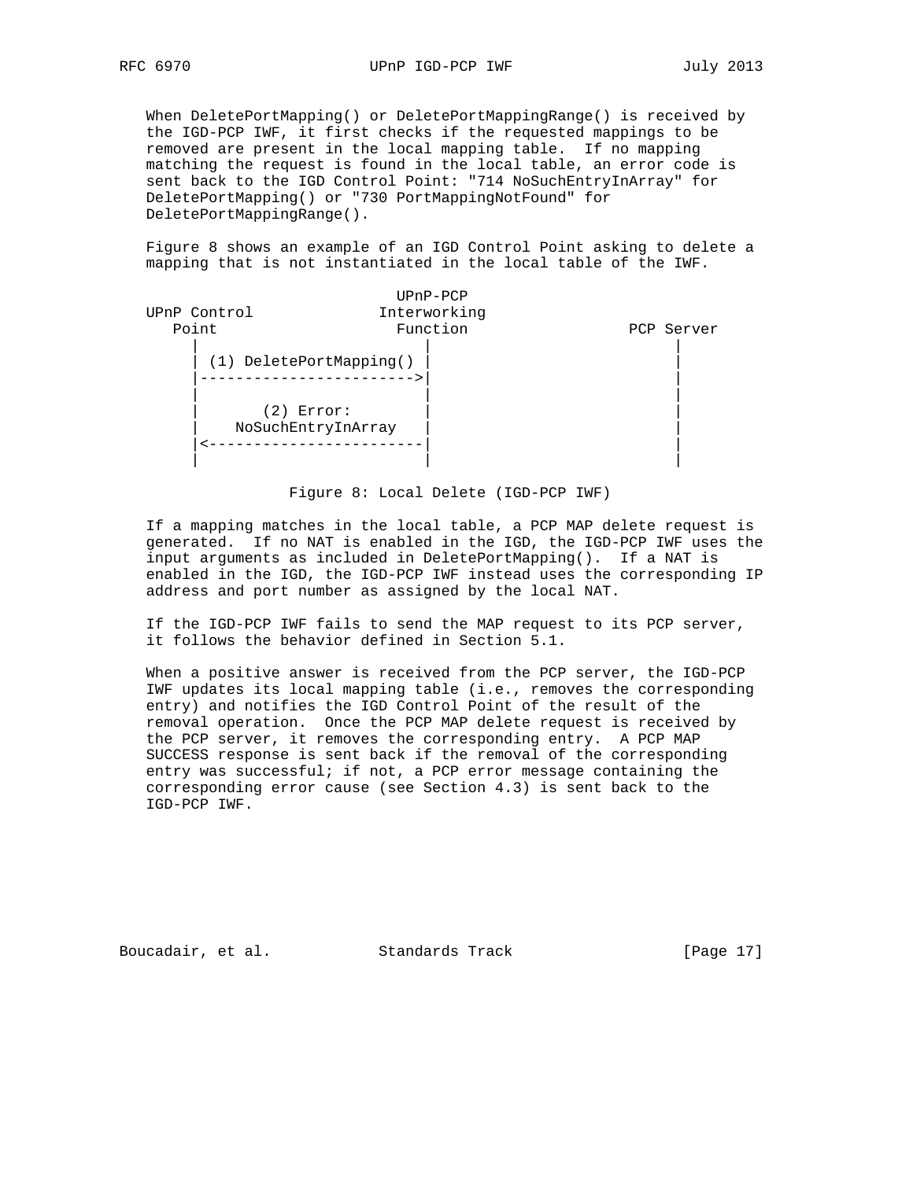When DeletePortMapping() or DeletePortMappingRange() is received by the IGD-PCP IWF, it first checks if the requested mappings to be removed are present in the local mapping table. If no mapping matching the request is found in the local table, an error code is sent back to the IGD Control Point: "714 NoSuchEntryInArray" for DeletePortMapping() or "730 PortMappingNotFound" for DeletePortMappingRange().

Figure 8 shows an example of an IGD Control Point asking to delete a mapping that is not instantiated in the local table of the IWF.

```
                             UPnP-PCP
   UPnP Control             Interworking
      Point                   Function               PCP Server
        |                        |                        |
        | (1) DeletePortMapping() |                       |
        |------------------------>|                       |
        |                        |                        |
        |       (2) Error:       |                        |
        |    NoSuchEntryInArray  |                        |
        |<------------------------|                       |
        |                        |                        |
```

Figure 8: Local Delete (IGD-PCP IWF)

If a mapping matches in the local table, a PCP MAP delete request is generated. If no NAT is enabled in the IGD, the IGD-PCP IWF uses the input arguments as included in DeletePortMapping(). If a NAT is enabled in the IGD, the IGD-PCP IWF instead uses the corresponding IP address and port number as assigned by the local NAT.

If the IGD-PCP IWF fails to send the MAP request to its PCP server, it follows the behavior defined in Section 5.1.

When a positive answer is received from the PCP server, the IGD-PCP IWF updates its local mapping table (i.e., removes the corresponding entry) and notifies the IGD Control Point of the result of the removal operation. Once the PCP MAP delete request is received by the PCP server, it removes the corresponding entry. A PCP MAP SUCCESS response is sent back if the removal of the corresponding entry was successful; if not, a PCP error message containing the corresponding error cause (see Section 4.3) is sent back to the IGD-PCP IWF.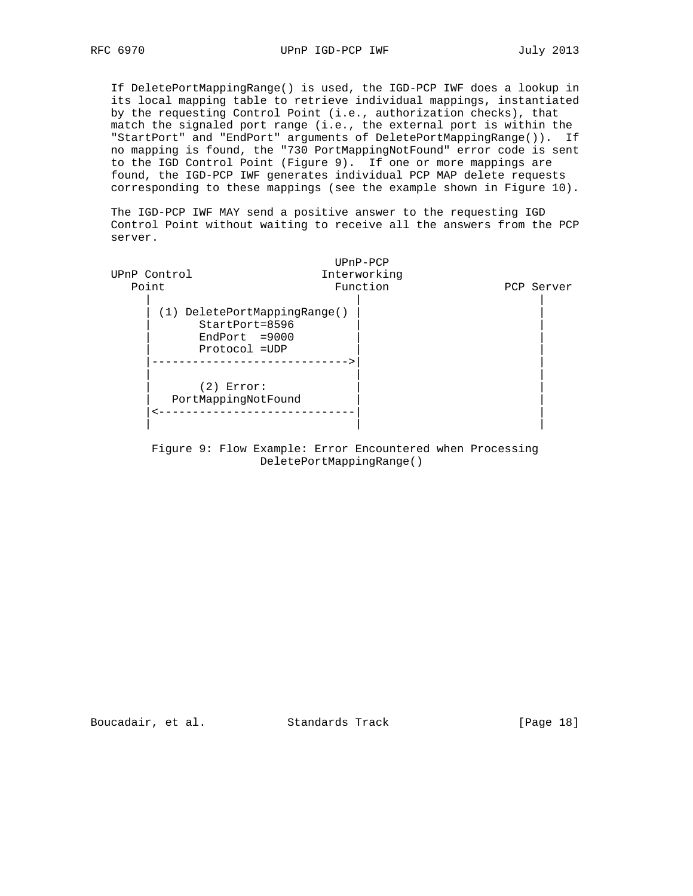If DeletePortMappingRange() is used, the IGD-PCP IWF does a lookup in its local mapping table to retrieve individual mappings, instantiated by the requesting Control Point (i.e., authorization checks), that match the signaled port range (i.e., the external port is within the "StartPort" and "EndPort" arguments of DeletePortMappingRange()). If no mapping is found, the "730 PortMappingNotFound" error code is sent to the IGD Control Point (Figure 9). If one or more mappings are found, the IGD-PCP IWF generates individual PCP MAP delete requests corresponding to these mappings (see the example shown in Figure 10).

The IGD-PCP IWF MAY send a positive answer to the requesting IGD Control Point without waiting to receive all the answers from the PCP server.

```
                                 UPnP-PCP
  UPnP Control                  Interworking
     Point                        Function              PCP Server
       |                             |                       |
       | (1) DeletePortMappingRange() |                      |
       |       StartPort=8596        |                       |
       |       EndPort  =9000        |                       |
       |       Protocol =UDP         |                       |
       |---------------------------->|                       |
       |                             |                       |
       |       (2) Error:            |                       |
       |   PortMappingNotFound       |                       |
       |<----------------------------|                       |
       |                             |                       |
```

Figure 9: Flow Example: Error Encountered when Processing DeletePortMappingRange()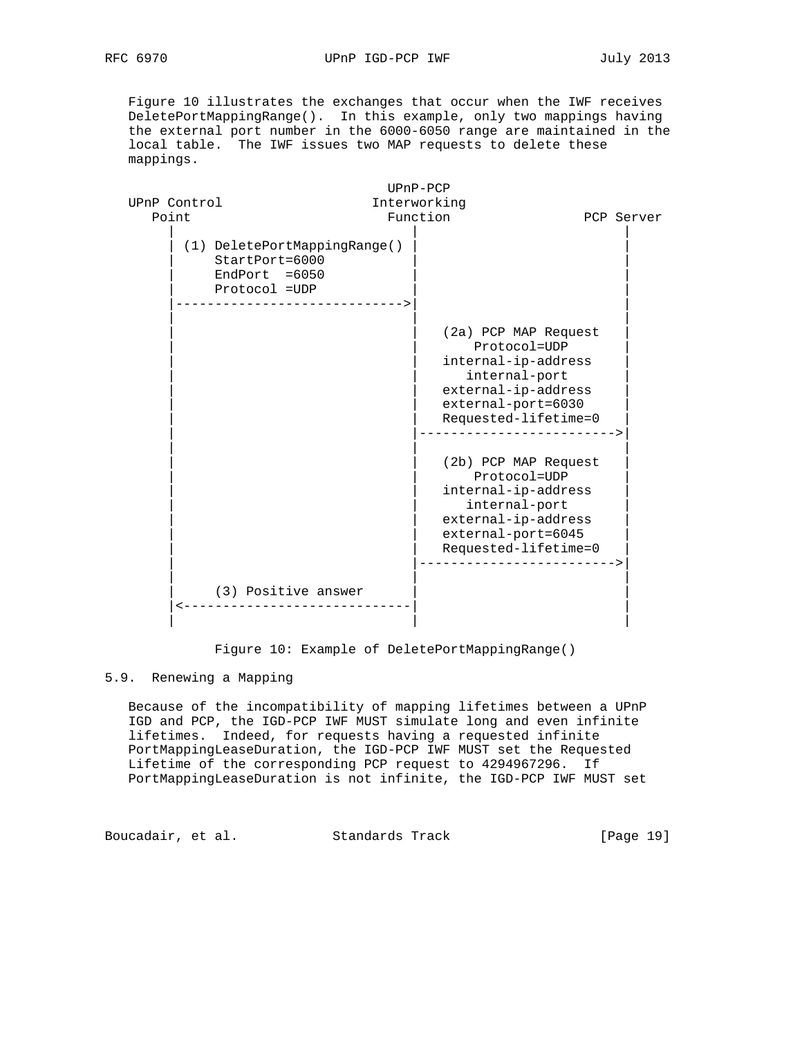Figure 10 illustrates the exchanges that occur when the IWF receives DeletePortMappingRange(). In this example, only two mappings having the external port number in the 6000-6050 range are maintained in the local table. The IWF issues two MAP requests to delete these mappings.

```
                              UPnP-PCP
   UPnP Control              Interworking
      Point                    Function                PCP Server
        |                         |                         |
        | (1) DeletePortMappingRange() |                    |
        |     StartPort=6000      |                         |
        |     EndPort  =6050      |                         |
        |     Protocol =UDP       |                         |
        |---------------------------->|                     |
        |                         |                         |
        |                         |   (2a) PCP MAP Request  |
        |                         |        Protocol=UDP     |
        |                         |   internal-ip-address   |
        |                         |      internal-port      |
        |                         |   external-ip-address   |
        |                         |   external-port=6030    |
        |                         |   Requested-lifetime=0  |
        |                         |------------------------>|
        |                         |                         |
        |                         |   (2b) PCP MAP Request  |
        |                         |        Protocol=UDP     |
        |                         |   internal-ip-address   |
        |                         |      internal-port      |
        |                         |   external-ip-address   |
        |                         |   external-port=6045    |
        |                         |   Requested-lifetime=0  |
        |                         |------------------------>|
        |                         |                         |
        |     (3) Positive answer |                         |
        |<----------------------------|                     |
        |                         |                         |
```

Figure 10: Example of DeletePortMappingRange()

## 5.9. Renewing a Mapping

Because of the incompatibility of mapping lifetimes between a UPnP IGD and PCP, the IGD-PCP IWF MUST simulate long and even infinite lifetimes. Indeed, for requests having a requested infinite PortMappingLeaseDuration, the IGD-PCP IWF MUST set the Requested Lifetime of the corresponding PCP request to 4294967296. If PortMappingLeaseDuration is not infinite, the IGD-PCP IWF MUST set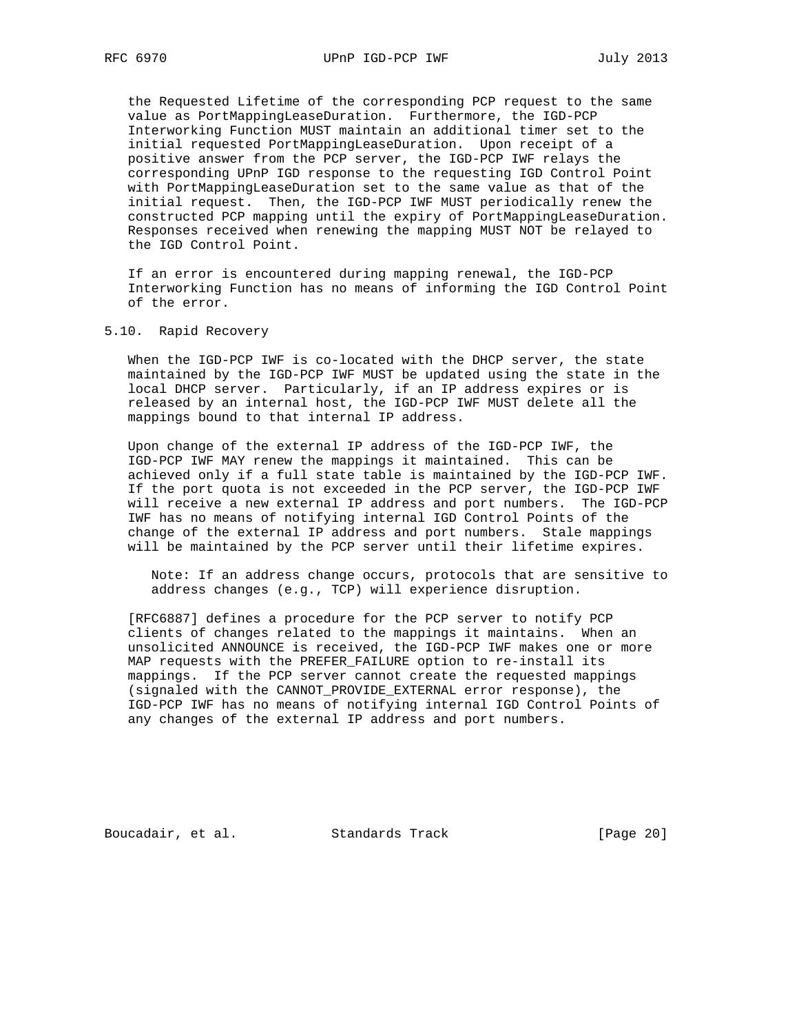the Requested Lifetime of the corresponding PCP request to the same value as PortMappingLeaseDuration. Furthermore, the IGD-PCP Interworking Function MUST maintain an additional timer set to the initial requested PortMappingLeaseDuration. Upon receipt of a positive answer from the PCP server, the IGD-PCP IWF relays the corresponding UPnP IGD response to the requesting IGD Control Point with PortMappingLeaseDuration set to the same value as that of the initial request. Then, the IGD-PCP IWF MUST periodically renew the constructed PCP mapping until the expiry of PortMappingLeaseDuration. Responses received when renewing the mapping MUST NOT be relayed to the IGD Control Point.

If an error is encountered during mapping renewal, the IGD-PCP Interworking Function has no means of informing the IGD Control Point of the error.

## 5.10. Rapid Recovery

When the IGD-PCP IWF is co-located with the DHCP server, the state maintained by the IGD-PCP IWF MUST be updated using the state in the local DHCP server. Particularly, if an IP address expires or is released by an internal host, the IGD-PCP IWF MUST delete all the mappings bound to that internal IP address.

Upon change of the external IP address of the IGD-PCP IWF, the IGD-PCP IWF MAY renew the mappings it maintained. This can be achieved only if a full state table is maintained by the IGD-PCP IWF. If the port quota is not exceeded in the PCP server, the IGD-PCP IWF will receive a new external IP address and port numbers. The IGD-PCP IWF has no means of notifying internal IGD Control Points of the change of the external IP address and port numbers. Stale mappings will be maintained by the PCP server until their lifetime expires.

> Note: If an address change occurs, protocols that are sensitive to address changes (e.g., TCP) will experience disruption.

[RFC6887] defines a procedure for the PCP server to notify PCP clients of changes related to the mappings it maintains. When an unsolicited ANNOUNCE is received, the IGD-PCP IWF makes one or more MAP requests with the PREFER_FAILURE option to re-install its mappings. If the PCP server cannot create the requested mappings (signaled with the CANNOT_PROVIDE_EXTERNAL error response), the IGD-PCP IWF has no means of notifying internal IGD Control Points of any changes of the external IP address and port numbers.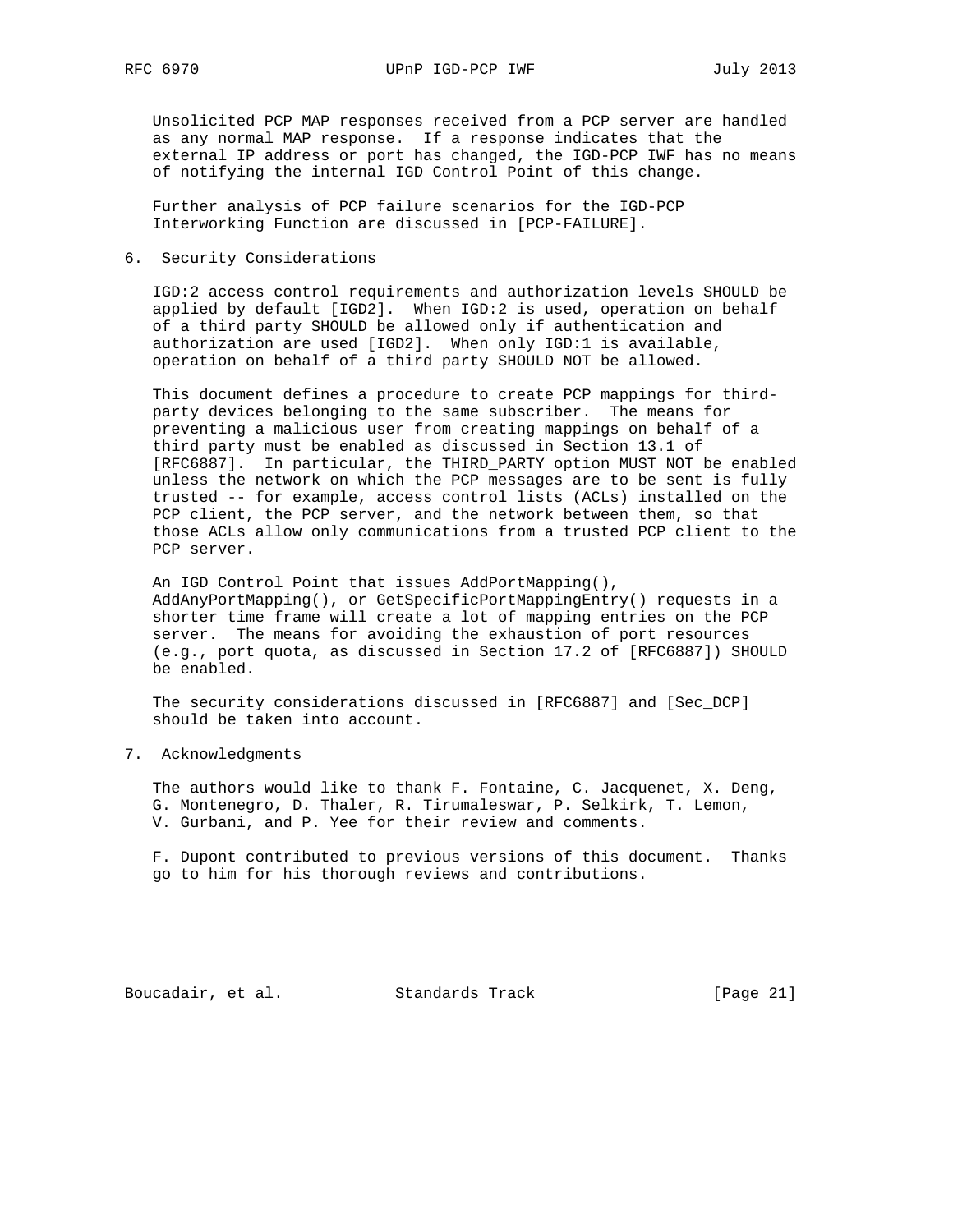Unsolicited PCP MAP responses received from a PCP server are handled as any normal MAP response. If a response indicates that the external IP address or port has changed, the IGD-PCP IWF has no means of notifying the internal IGD Control Point of this change.

Further analysis of PCP failure scenarios for the IGD-PCP Interworking Function are discussed in [PCP-FAILURE].

## 6. Security Considerations

IGD:2 access control requirements and authorization levels SHOULD be applied by default [IGD2]. When IGD:2 is used, operation on behalf of a third party SHOULD be allowed only if authentication and authorization are used [IGD2]. When only IGD:1 is available, operation on behalf of a third party SHOULD NOT be allowed.

This document defines a procedure to create PCP mappings for third-party devices belonging to the same subscriber. The means for preventing a malicious user from creating mappings on behalf of a third party must be enabled as discussed in Section 13.1 of [RFC6887]. In particular, the THIRD_PARTY option MUST NOT be enabled unless the network on which the PCP messages are to be sent is fully trusted -- for example, access control lists (ACLs) installed on the PCP client, the PCP server, and the network between them, so that those ACLs allow only communications from a trusted PCP client to the PCP server.

An IGD Control Point that issues AddPortMapping(), AddAnyPortMapping(), or GetSpecificPortMappingEntry() requests in a shorter time frame will create a lot of mapping entries on the PCP server. The means for avoiding the exhaustion of port resources (e.g., port quota, as discussed in Section 17.2 of [RFC6887]) SHOULD be enabled.

The security considerations discussed in [RFC6887] and [Sec_DCP] should be taken into account.

## 7. Acknowledgments

The authors would like to thank F. Fontaine, C. Jacquenet, X. Deng, G. Montenegro, D. Thaler, R. Tirumaleswar, P. Selkirk, T. Lemon, V. Gurbani, and P. Yee for their review and comments.

F. Dupont contributed to previous versions of this document. Thanks go to him for his thorough reviews and contributions.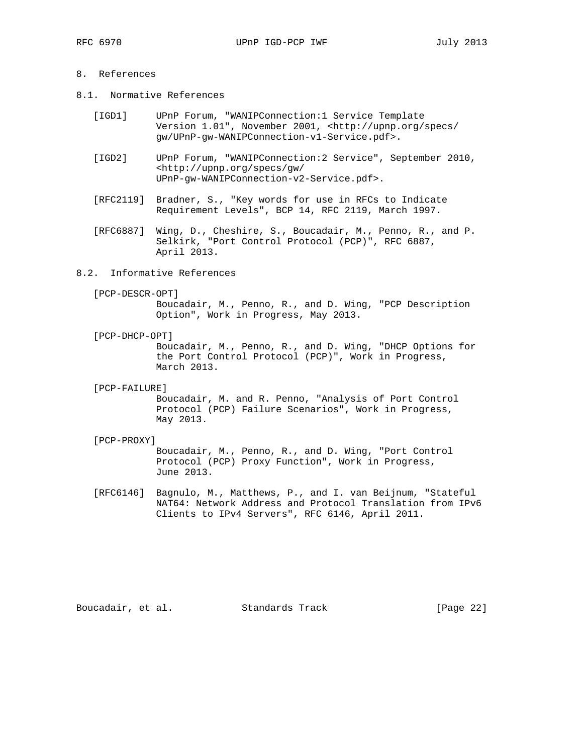# 8. References

## 8.1. Normative References

[IGD1] UPnP Forum, "WANIPConnection:1 Service Template Version 1.01", November 2001, <http://upnp.org/specs/gw/UPnP-gw-WANIPConnection-v1-Service.pdf>.

[IGD2] UPnP Forum, "WANIPConnection:2 Service", September 2010, <http://upnp.org/specs/gw/UPnP-gw-WANIPConnection-v2-Service.pdf>.

[RFC2119] Bradner, S., "Key words for use in RFCs to Indicate Requirement Levels", BCP 14, RFC 2119, March 1997.

[RFC6887] Wing, D., Cheshire, S., Boucadair, M., Penno, R., and P. Selkirk, "Port Control Protocol (PCP)", RFC 6887, April 2013.

## 8.2. Informative References

[PCP-DESCR-OPT] Boucadair, M., Penno, R., and D. Wing, "PCP Description Option", Work in Progress, May 2013.

[PCP-DHCP-OPT] Boucadair, M., Penno, R., and D. Wing, "DHCP Options for the Port Control Protocol (PCP)", Work in Progress, March 2013.

[PCP-FAILURE] Boucadair, M. and R. Penno, "Analysis of Port Control Protocol (PCP) Failure Scenarios", Work in Progress, May 2013.

[PCP-PROXY] Boucadair, M., Penno, R., and D. Wing, "Port Control Protocol (PCP) Proxy Function", Work in Progress, June 2013.

[RFC6146] Bagnulo, M., Matthews, P., and I. van Beijnum, "Stateful NAT64: Network Address and Protocol Translation from IPv6 Clients to IPv4 Servers", RFC 6146, April 2011.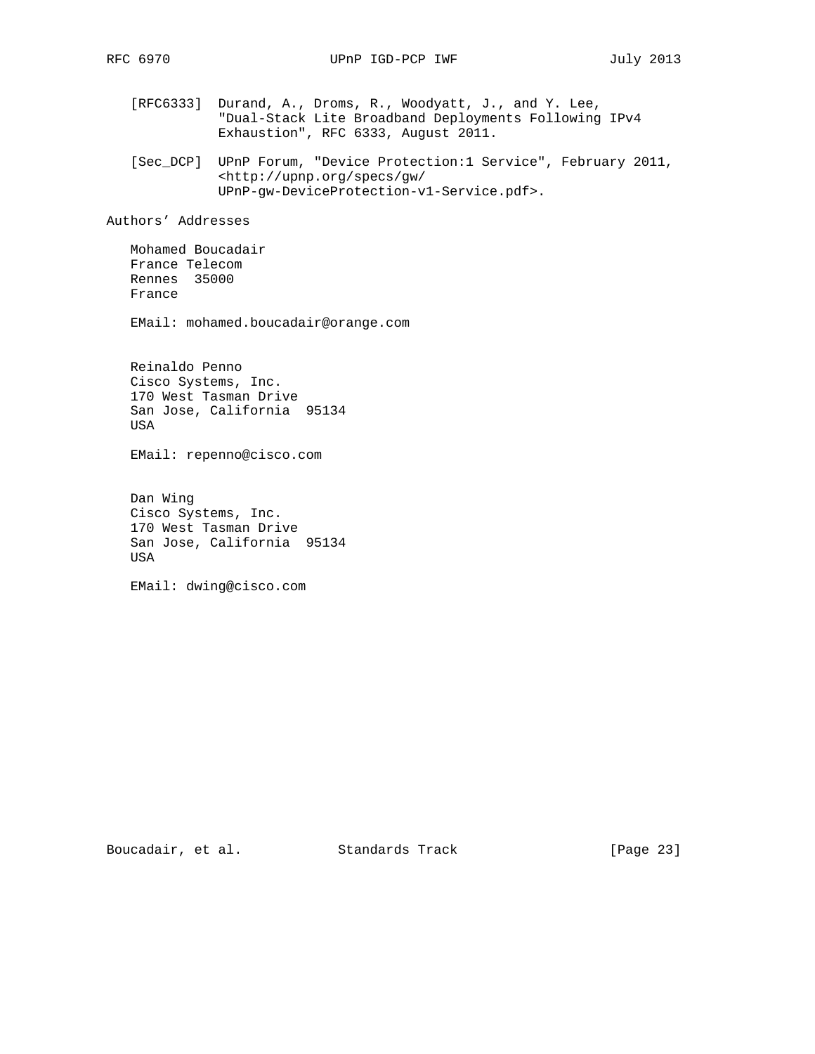[RFC6333] Durand, A., Droms, R., Woodyatt, J., and Y. Lee, "Dual-Stack Lite Broadband Deployments Following IPv4 Exhaustion", RFC 6333, August 2011.

[Sec_DCP] UPnP Forum, "Device Protection:1 Service", February 2011, <http://upnp.org/specs/gw/UPnP-gw-DeviceProtection-v1-Service.pdf>.

## Authors' Addresses

Mohamed Boucadair
France Telecom
Rennes 35000
France

EMail: mohamed.boucadair@orange.com

Reinaldo Penno
Cisco Systems, Inc.
170 West Tasman Drive
San Jose, California 95134
USA

EMail: repenno@cisco.com

Dan Wing
Cisco Systems, Inc.
170 West Tasman Drive
San Jose, California 95134
USA

EMail: dwing@cisco.com